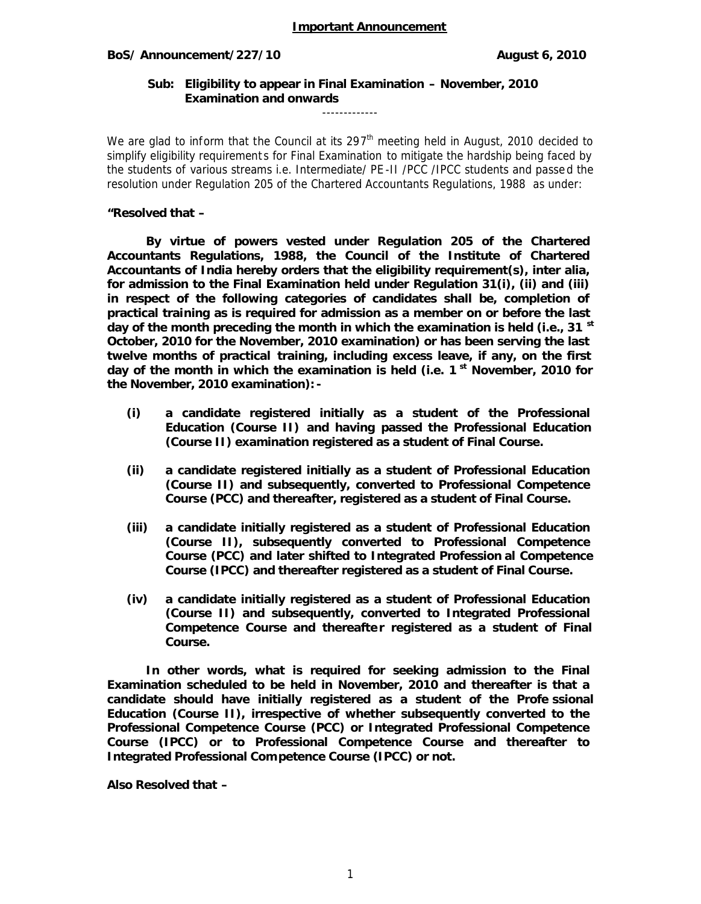**<u>Important Announcement</u>**

**BoS/ Announcement/227/10** **August 6, 2010**

**Sub: Eligibility to appear in Final Examination – November, 2010 Examination and onwards**

-------------

We are glad to inform that the Council at its 297th meeting held in August, 2010 decided to simplify eligibility requirements for Final Examination to mitigate the hardship being faced by the students of various streams i.e. Intermediate/ PE-II /PCC /IPCC students and passed the resolution under Regulation 205 of the Chartered Accountants Regulations, 1988 as under:

**"Resolved that –**

**By virtue of powers vested under Regulation 205 of the Chartered Accountants Regulations, 1988, the Council of the Institute of Chartered Accountants of India hereby orders that the eligibility requirement(s), inter alia, for admission to the Final Examination held under Regulation 31(i), (ii) and (iii) in respect of the following categories of candidates shall be, completion of practical training as is required for admission as a member on or before the last day of the month preceding the month in which the examination is held (i.e., 31st October, 2010 for the November, 2010 examination) or has been serving the last twelve months of practical training, including excess leave, if any, on the first day of the month in which the examination is held (i.e. 1st November, 2010 for the November, 2010 examination):-**

**(i) a candidate registered initially as a student of the Professional Education (Course II) and having passed the Professional Education (Course II) examination registered as a student of Final Course.**

**(ii) a candidate registered initially as a student of Professional Education (Course II) and subsequently, converted to Professional Competence Course (PCC) and thereafter, registered as a student of Final Course.**

**(iii) a candidate initially registered as a student of Professional Education (Course II), subsequently converted to Professional Competence Course (PCC) and later shifted to Integrated Professional Competence Course (IPCC) and thereafter registered as a student of Final Course.**

**(iv) a candidate initially registered as a student of Professional Education (Course II) and subsequently, converted to Integrated Professional Competence Course and thereafter registered as a student of Final Course.**

**In other words, what is required for seeking admission to the Final Examination scheduled to be held in November, 2010 and thereafter is that a candidate should have initially registered as a student of the Professional Education (Course II), irrespective of whether subsequently converted to the Professional Competence Course (PCC) or Integrated Professional Competence Course (IPCC) or to Professional Competence Course and thereafter to Integrated Professional Competence Course (IPCC) or not.**

**Also Resolved that –**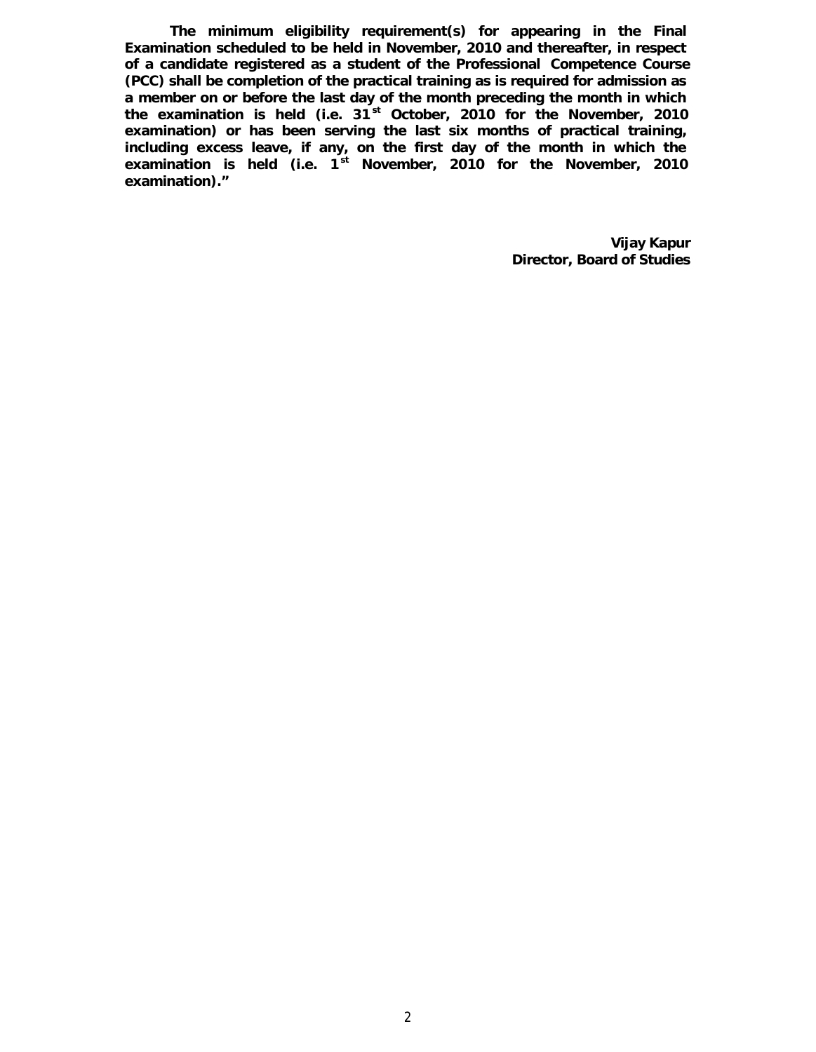**The minimum eligibility requirement(s) for appearing in the Final Examination scheduled to be held in November, 2010 and thereafter, in respect of a candidate registered as a student of the Professional Competence Course (PCC) shall be completion of the practical training as is required for admission as a member on or before the last day of the month preceding the month in which the examination is held (i.e. 31st October, 2010 for the November, 2010 examination) or has been serving the last six months of practical training, including excess leave, if any, on the first day of the month in which the examination is held (i.e. 1st November, 2010 for the November, 2010 examination)."**

**Vijay Kapur**
**Director, Board of Studies**